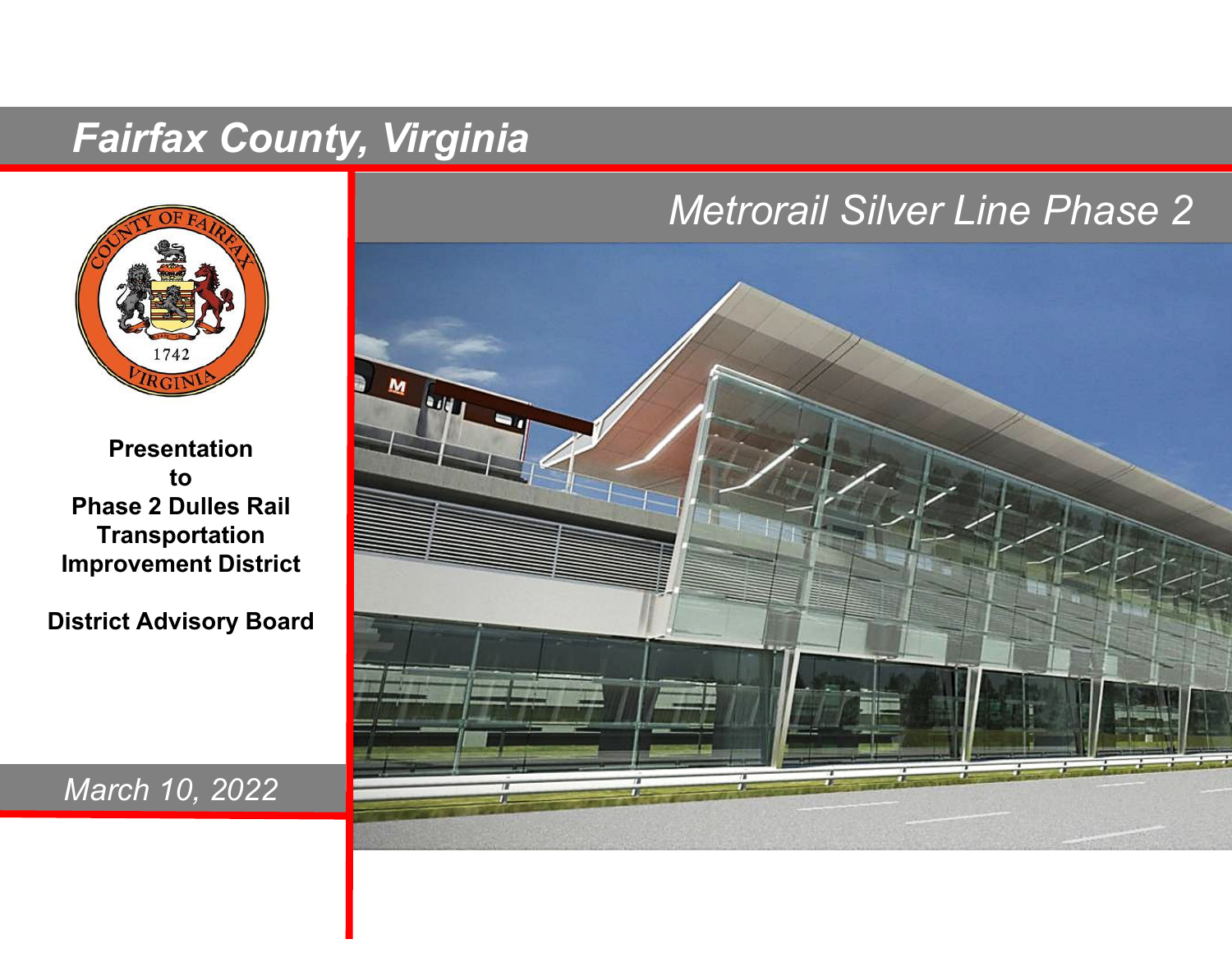# Fairfax County, Virginia

## Metrorail Silver Line Phase 2

**Presentation to Phase 2 Dulles Rail Transportation Improvement District**

**District Advisory Board**

*March 10, 2022*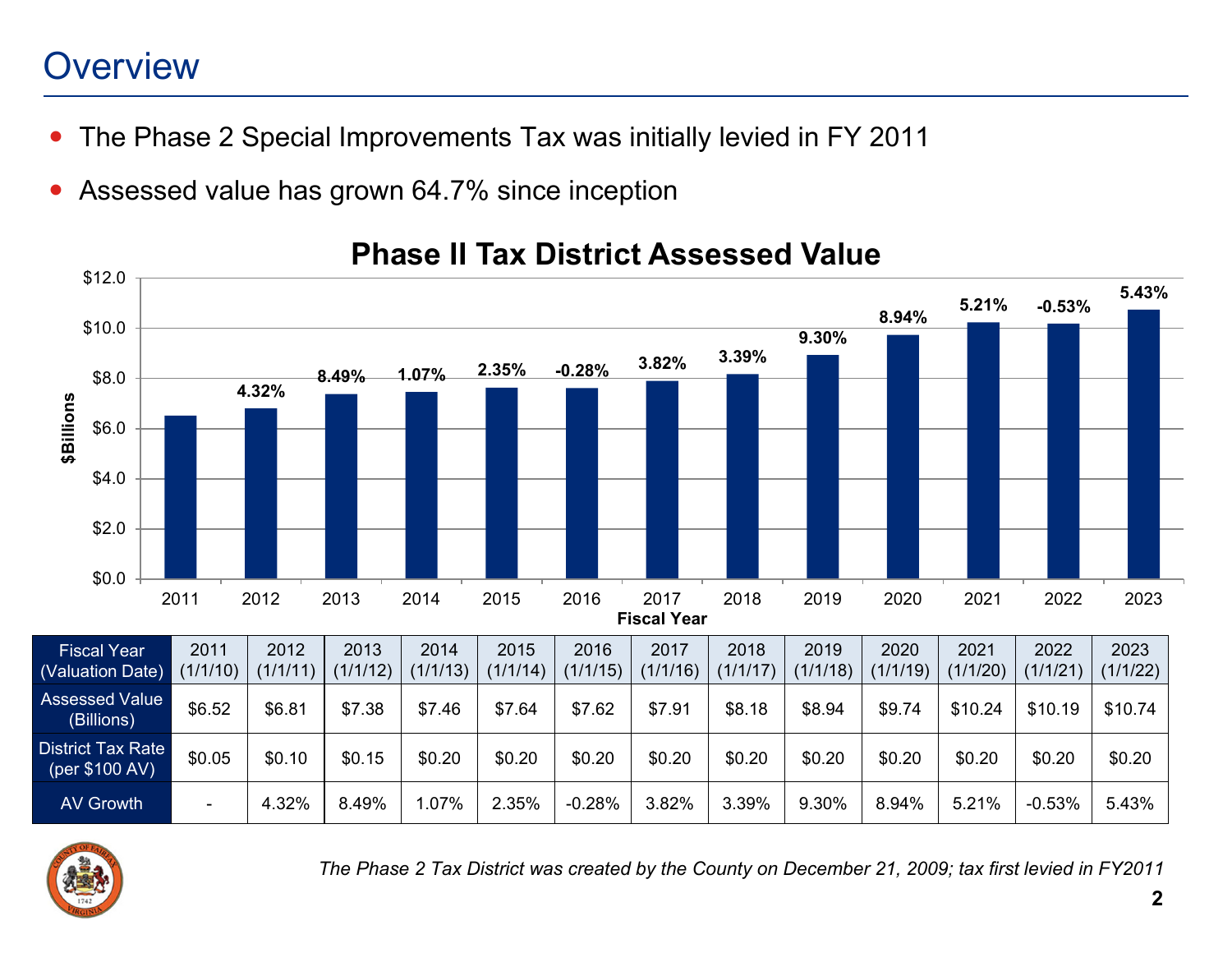# Overview

- The Phase 2 Special Improvements Tax was initially levied in FY 2011
- Assessed value has grown 64.7% since inception

## Phase II Tax District Assessed Value

| Fiscal Year (Valuation Date) | 2011 (1/1/10) | 2012 (1/1/11) | 2013 (1/1/12) | 2014 (1/1/13) | 2015 (1/1/14) | 2016 (1/1/15) | 2017 (1/1/16) | 2018 (1/1/17) | 2019 (1/1/18) | 2020 (1/1/19) | 2021 (1/1/20) | 2022 (1/1/21) | 2023 (1/1/22) |
|---|---|---|---|---|---|---|---|---|---|---|---|---|---|
| Assessed Value (Billions) | $6.52 | $6.81 | $7.38 | $7.46 | $7.64 | $7.62 | $7.91 | $8.18 | $8.94 | $9.74 | $10.24 | $10.19 | $10.74 |
| District Tax Rate (per $100 AV) | $0.05 | $0.10 | $0.15 | $0.20 | $0.20 | $0.20 | $0.20 | $0.20 | $0.20 | $0.20 | $0.20 | $0.20 | $0.20 |
| AV Growth | - | 4.32% | 8.49% | 1.07% | 2.35% | -0.28% | 3.82% | 3.39% | 9.30% | 8.94% | 5.21% | -0.53% | 5.43% |

*The Phase 2 Tax District was created by the County on December 21, 2009; tax first levied in FY2011*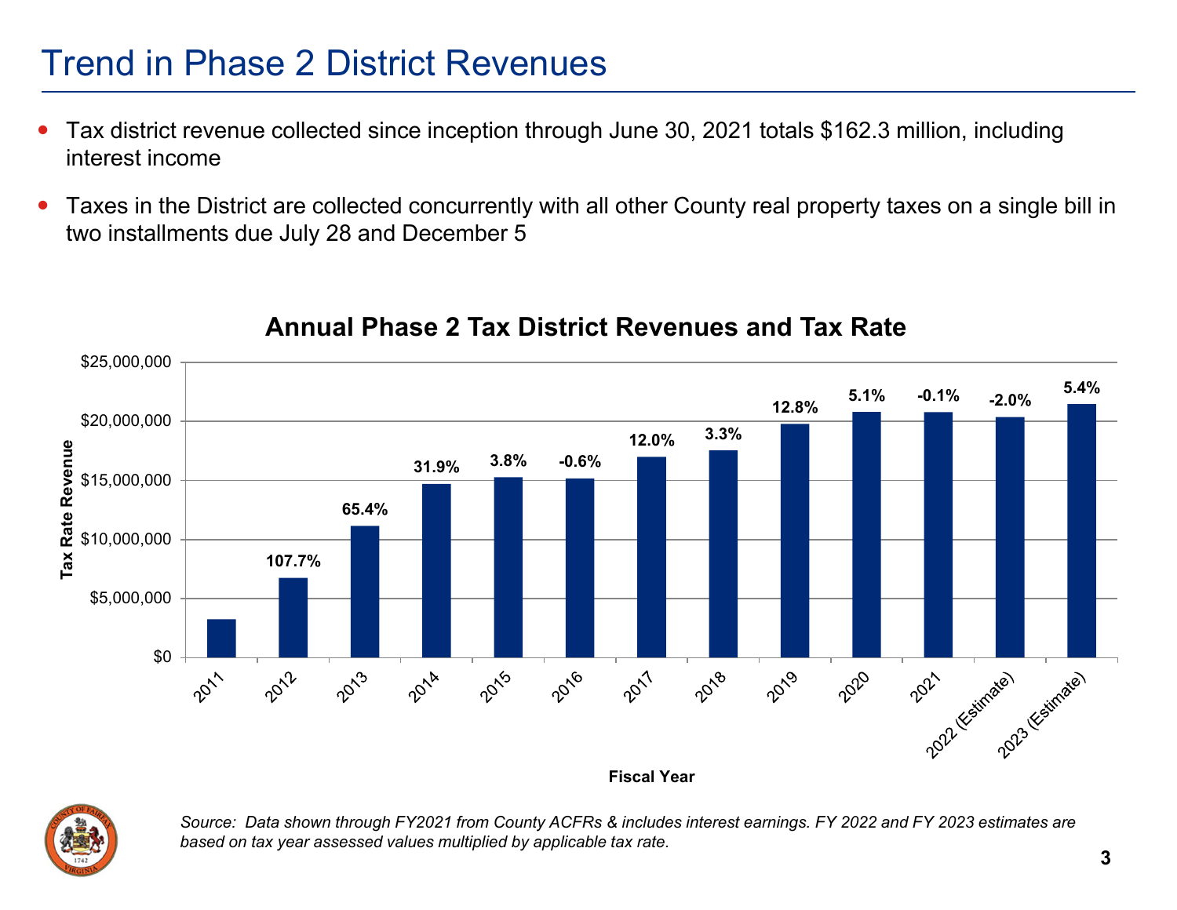# Trend in Phase 2 District Revenues

- Tax district revenue collected since inception through June 30, 2021 totals $162.3 million, including interest income
- Taxes in the District are collected concurrently with all other County real property taxes on a single bill in two installments due July 28 and December 5

**Annual Phase 2 Tax District Revenues and Tax Rate**

| Fiscal Year | Annual Change |
|---|---|
| 2011 | |
| 2012 | 107.7% |
| 2013 | 65.4% |
| 2014 | 31.9% |
| 2015 | 3.8% |
| 2016 | -0.6% |
| 2017 | 12.0% |
| 2018 | 3.3% |
| 2019 | 12.8% |
| 2020 | 5.1% |
| 2021 | -0.1% |
| 2022 (Estimate) | -2.0% |
| 2023 (Estimate) | 5.4% |

*Source: Data shown through FY2021 from County ACFRs & includes interest earnings. FY 2022 and FY 2023 estimates are based on tax year assessed values multiplied by applicable tax rate.*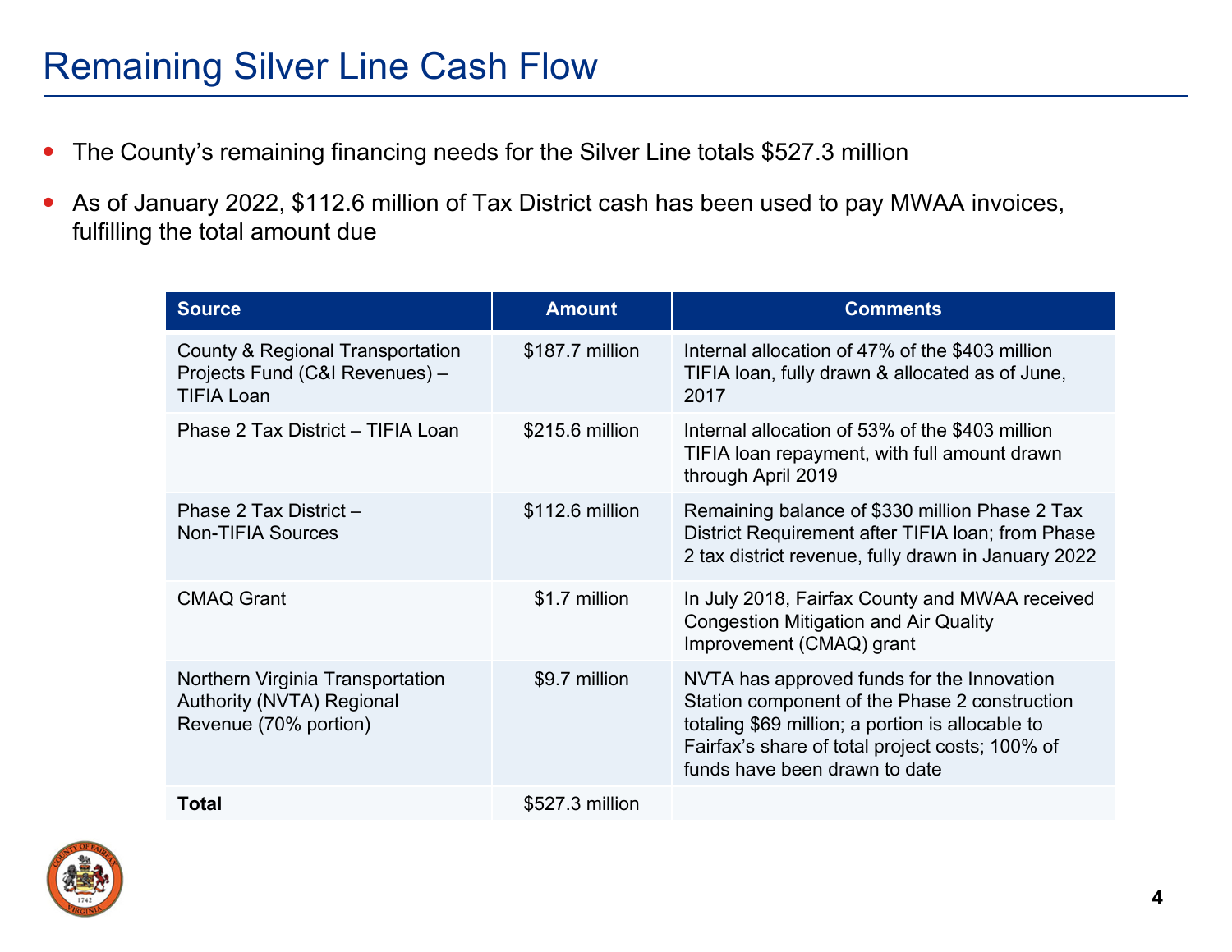# Remaining Silver Line Cash Flow

- The County's remaining financing needs for the Silver Line totals $527.3 million
- As of January 2022, $112.6 million of Tax District cash has been used to pay MWAA invoices, fulfilling the total amount due

| Source | Amount | Comments |
|---|---|---|
| County & Regional Transportation Projects Fund (C&I Revenues) – TIFIA Loan | $187.7 million | Internal allocation of 47% of the $403 million TIFIA loan, fully drawn & allocated as of June, 2017 |
| Phase 2 Tax District – TIFIA Loan | $215.6 million | Internal allocation of 53% of the $403 million TIFIA loan repayment, with full amount drawn through April 2019 |
| Phase 2 Tax District – Non-TIFIA Sources | $112.6 million | Remaining balance of $330 million Phase 2 Tax District Requirement after TIFIA loan; from Phase 2 tax district revenue, fully drawn in January 2022 |
| CMAQ Grant | $1.7 million | In July 2018, Fairfax County and MWAA received Congestion Mitigation and Air Quality Improvement (CMAQ) grant |
| Northern Virginia Transportation Authority (NVTA) Regional Revenue (70% portion) | $9.7 million | NVTA has approved funds for the Innovation Station component of the Phase 2 construction totaling $69 million; a portion is allocable to Fairfax's share of total project costs; 100% of funds have been drawn to date |
| **Total** | $527.3 million | |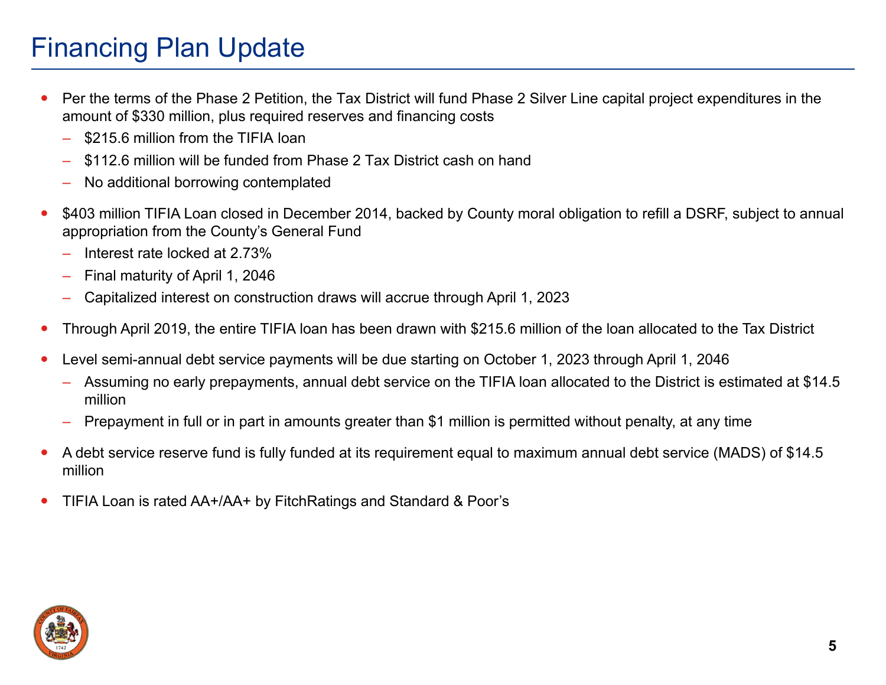# Financing Plan Update

- Per the terms of the Phase 2 Petition, the Tax District will fund Phase 2 Silver Line capital project expenditures in the amount of $330 million, plus required reserves and financing costs
  - $215.6 million from the TIFIA loan
  - $112.6 million will be funded from Phase 2 Tax District cash on hand
  - No additional borrowing contemplated
- $403 million TIFIA Loan closed in December 2014, backed by County moral obligation to refill a DSRF, subject to annual appropriation from the County's General Fund
  - Interest rate locked at 2.73%
  - Final maturity of April 1, 2046
  - Capitalized interest on construction draws will accrue through April 1, 2023
- Through April 2019, the entire TIFIA loan has been drawn with $215.6 million of the loan allocated to the Tax District
- Level semi-annual debt service payments will be due starting on October 1, 2023 through April 1, 2046
  - Assuming no early prepayments, annual debt service on the TIFIA loan allocated to the District is estimated at $14.5 million
  - Prepayment in full or in part in amounts greater than $1 million is permitted without penalty, at any time
- A debt service reserve fund is fully funded at its requirement equal to maximum annual debt service (MADS) of $14.5 million
- TIFIA Loan is rated AA+/AA+ by FitchRatings and Standard & Poor's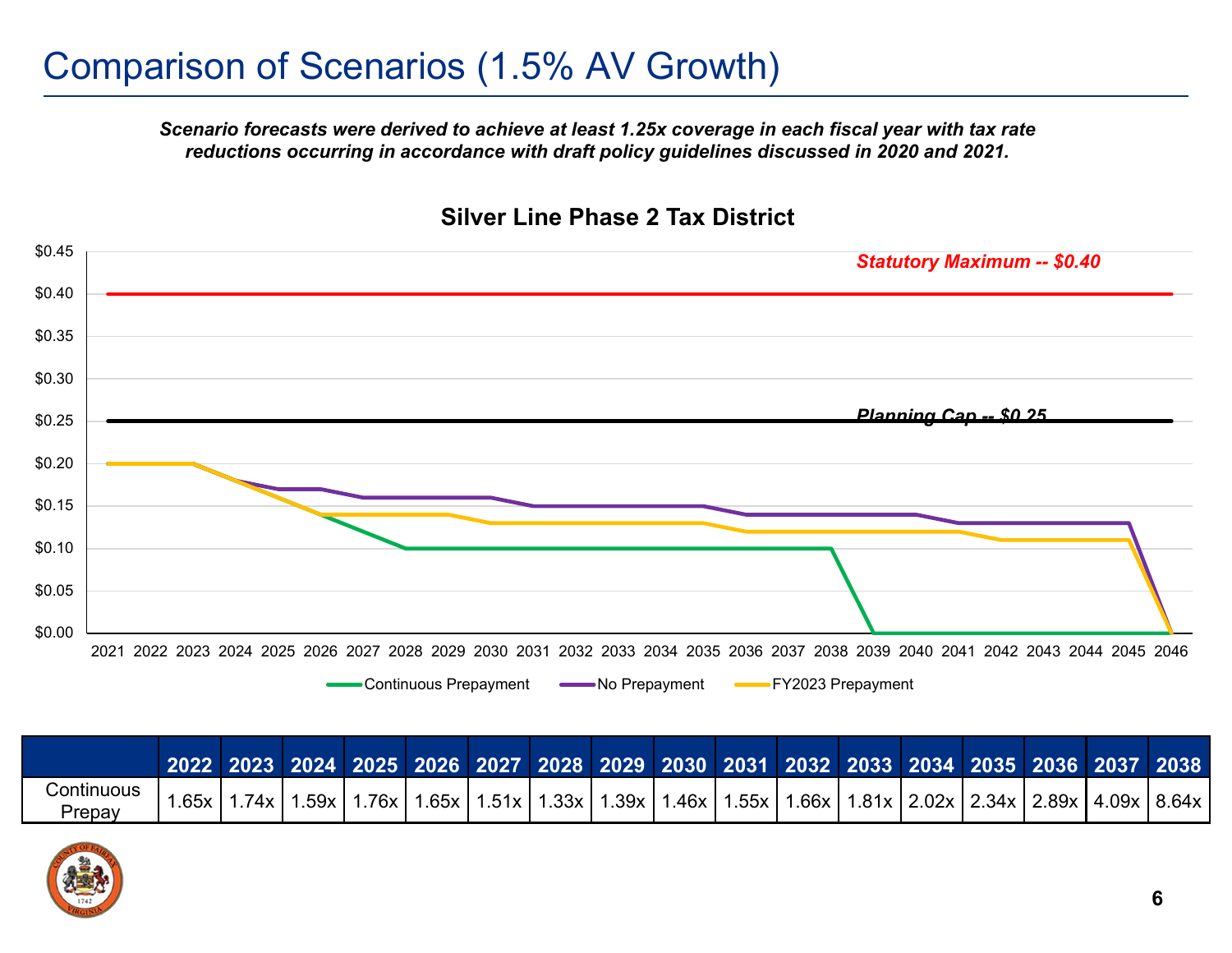# Comparison of Scenarios (1.5% AV Growth)

***Scenario forecasts were derived to achieve at least 1.25x coverage in each fiscal year with tax rate reductions occurring in accordance with draft policy guidelines discussed in 2020 and 2021.***

**Silver Line Phase 2 Tax District**

Statutory Maximum -- $0.40

Planning Cap -- $0.25

Continuous Prepayment | No Prepayment | FY2023 Prepayment

| | 2022 | 2023 | 2024 | 2025 | 2026 | 2027 | 2028 | 2029 | 2030 | 2031 | 2032 | 2033 | 2034 | 2035 | 2036 | 2037 | 2038 |
|---|---|---|---|---|---|---|---|---|---|---|---|---|---|---|---|---|---|
| Continuous Prepay | 1.65x | 1.74x | 1.59x | 1.76x | 1.65x | 1.51x | 1.33x | 1.39x | 1.46x | 1.55x | 1.66x | 1.81x | 2.02x | 2.34x | 2.89x | 4.09x | 8.64x |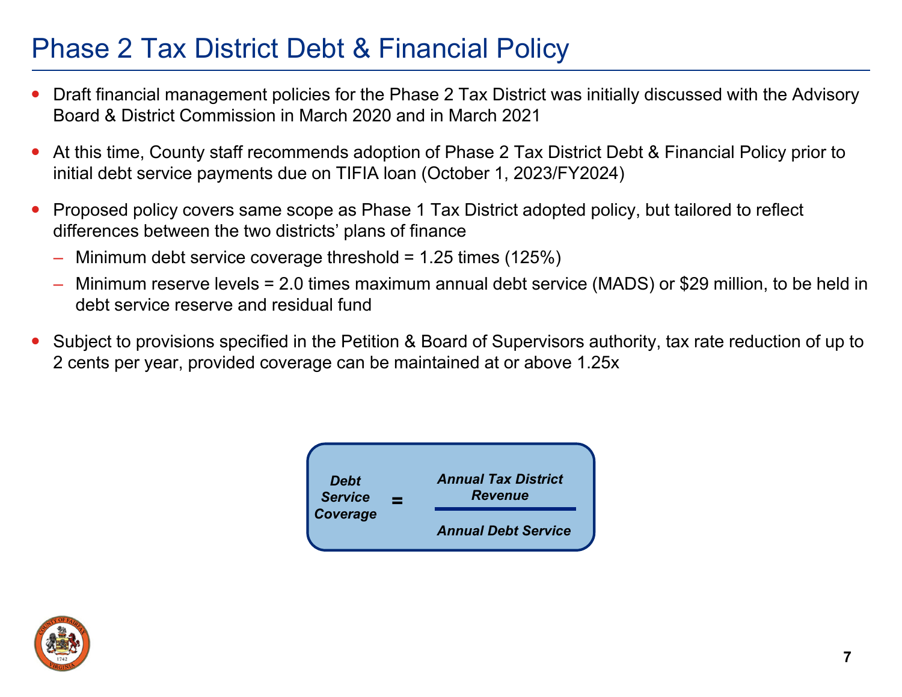# Phase 2 Tax District Debt & Financial Policy

- Draft financial management policies for the Phase 2 Tax District was initially discussed with the Advisory Board & District Commission in March 2020 and in March 2021
- At this time, County staff recommends adoption of Phase 2 Tax District Debt & Financial Policy prior to initial debt service payments due on TIFIA loan (October 1, 2023/FY2024)
- Proposed policy covers same scope as Phase 1 Tax District adopted policy, but tailored to reflect differences between the two districts' plans of finance
  - Minimum debt service coverage threshold = 1.25 times (125%)
  - Minimum reserve levels = 2.0 times maximum annual debt service (MADS) or $29 million, to be held in debt service reserve and residual fund
- Subject to provisions specified in the Petition & Board of Supervisors authority, tax rate reduction of up to 2 cents per year, provided coverage can be maintained at or above 1.25x

$$\textit{Debt Service Coverage} = \frac{\textit{Annual Tax District Revenue}}{\textit{Annual Debt Service}}$$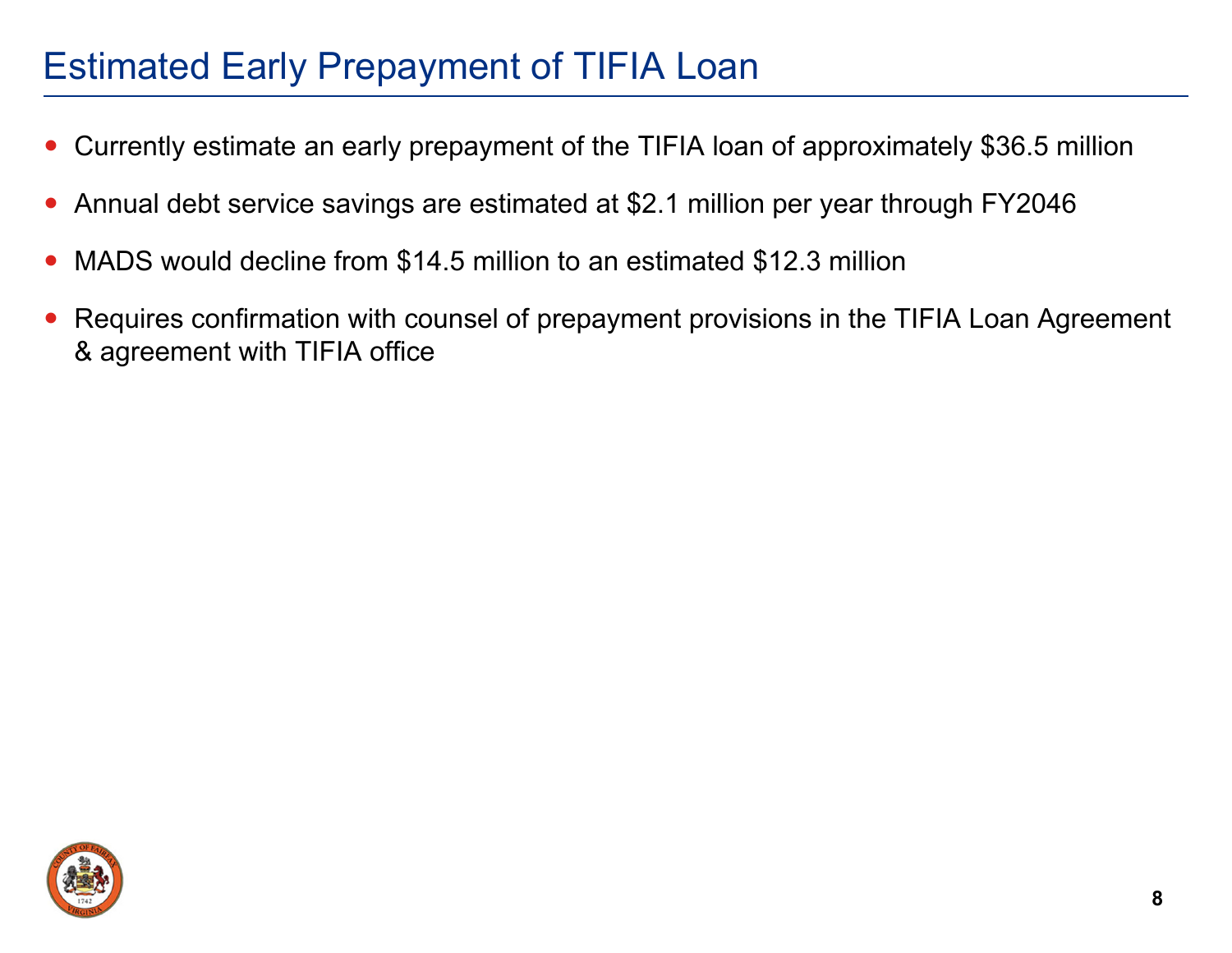# Estimated Early Prepayment of TIFIA Loan

- Currently estimate an early prepayment of the TIFIA loan of approximately $36.5 million
- Annual debt service savings are estimated at $2.1 million per year through FY2046
- MADS would decline from $14.5 million to an estimated $12.3 million
- Requires confirmation with counsel of prepayment provisions in the TIFIA Loan Agreement & agreement with TIFIA office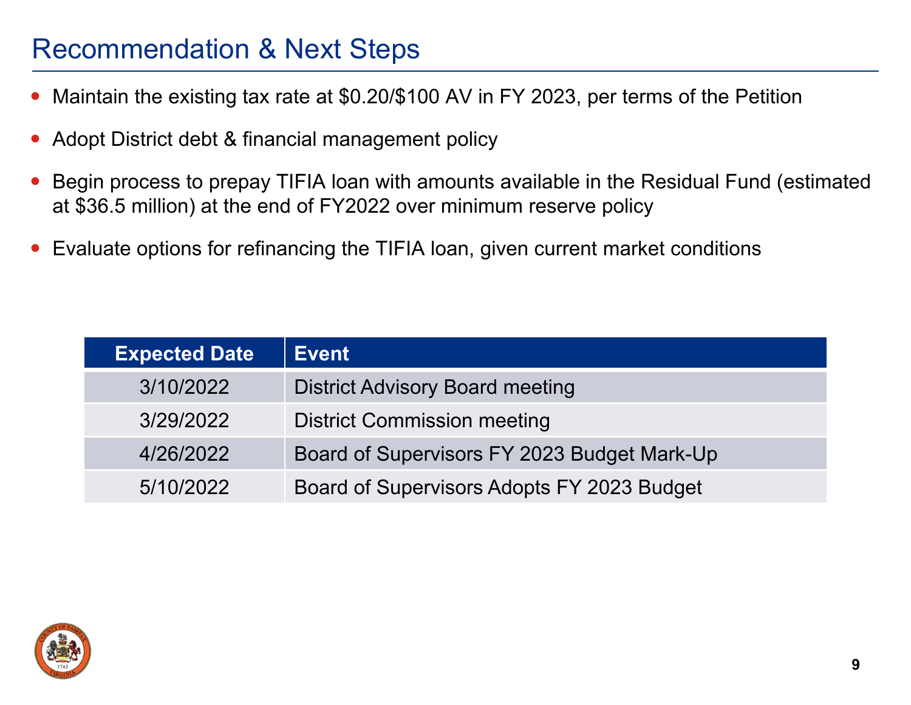# Recommendation & Next Steps

- Maintain the existing tax rate at $0.20/$100 AV in FY 2023, per terms of the Petition
- Adopt District debt & financial management policy
- Begin process to prepay TIFIA loan with amounts available in the Residual Fund (estimated at $36.5 million) at the end of FY2022 over minimum reserve policy
- Evaluate options for refinancing the TIFIA loan, given current market conditions

| Expected Date | Event |
|---|---|
| 3/10/2022 | District Advisory Board meeting |
| 3/29/2022 | District Commission meeting |
| 4/26/2022 | Board of Supervisors FY 2023 Budget Mark-Up |
| 5/10/2022 | Board of Supervisors Adopts FY 2023 Budget |